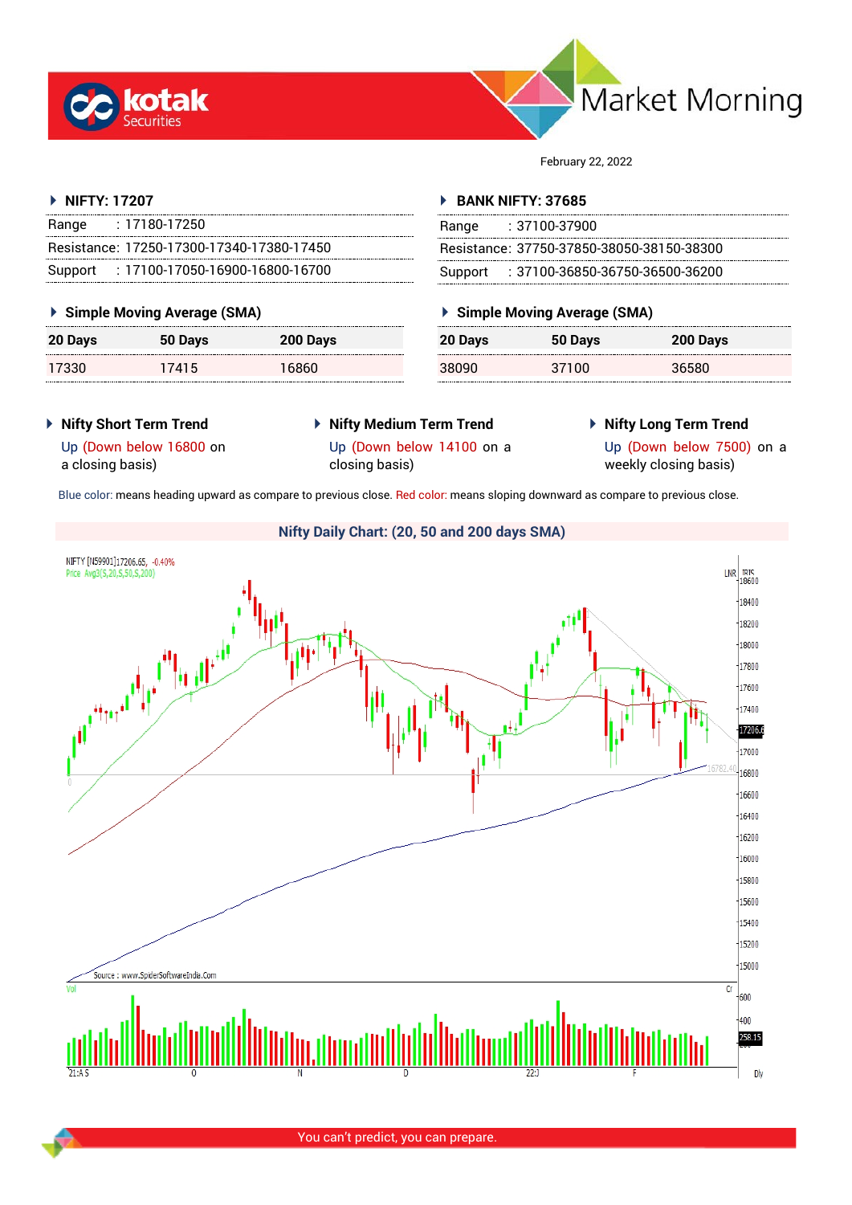# Market Morning

February 22, 2022

## NIFTY: 17207

| | |
|---|---|
| Range | : 17180-17250 |
| Resistance: | 17250-17300-17340-17380-17450 |
| Support | : 17100-17050-16900-16800-16700 |

### Simple Moving Average (SMA)

| 20 Days | 50 Days | 200 Days |
|---|---|---|
| 17330 | 17415 | 16860 |

## BANK NIFTY: 37685

| | |
|---|---|
| Range | : 37100-37900 |
| Resistance: | 37750-37850-38050-38150-38300 |
| Support | : 37100-36850-36750-36500-36200 |

### Simple Moving Average (SMA)

| 20 Days | 50 Days | 200 Days |
|---|---|---|
| 38090 | 37100 | 36580 |

### Nifty Short Term Trend

Up (Down below 16800 on a closing basis)

### Nifty Medium Term Trend

Up (Down below 14100 on a closing basis)

### Nifty Long Term Trend

Up (Down below 7500) on a weekly closing basis)

Blue color: means heading upward as compare to previous close. Red color: means sloping downward as compare to previous close.

### Nifty Daily Chart: (20, 50 and 200 days SMA)

You can't predict, you can prepare.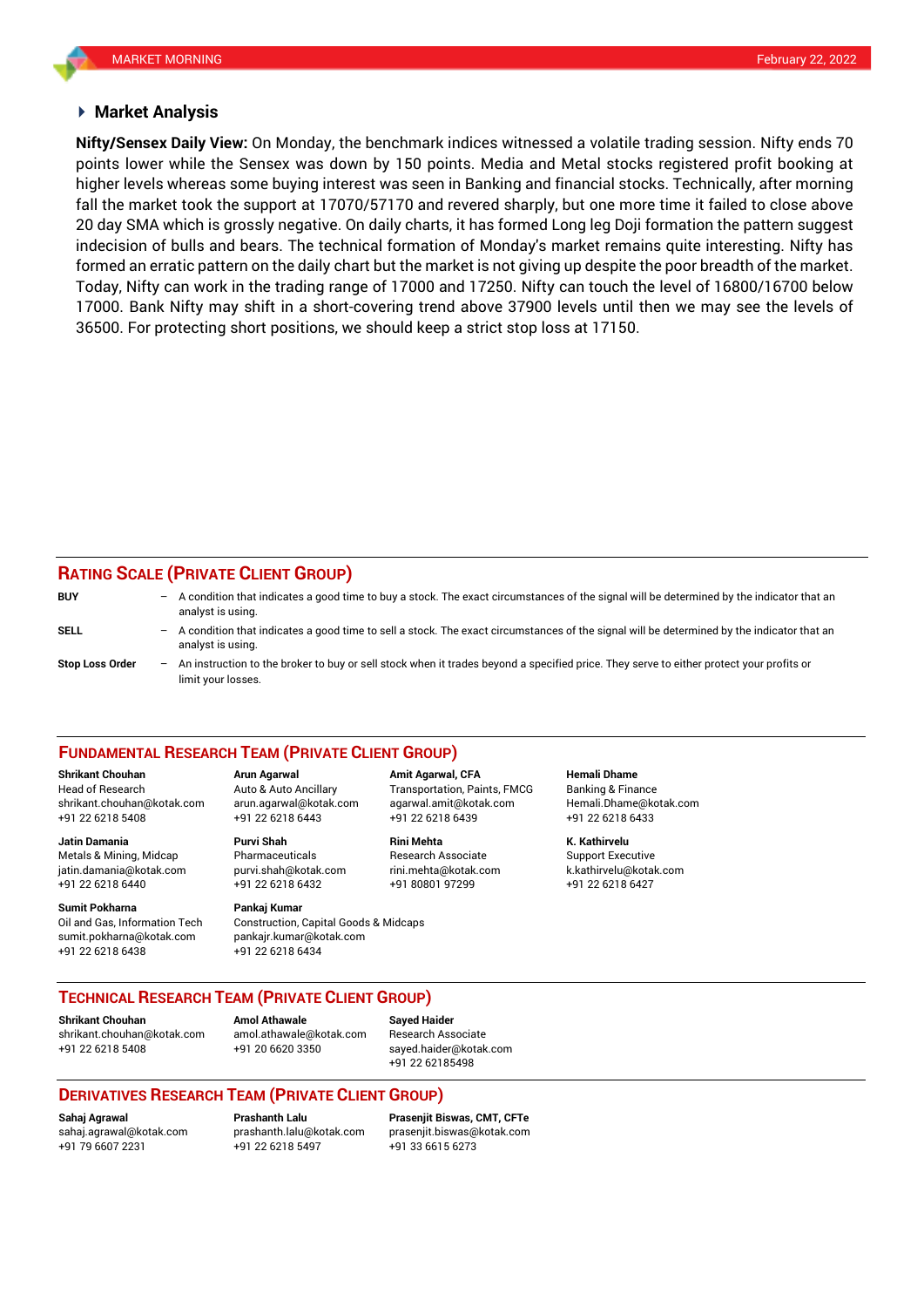## Market Analysis

**Nifty/Sensex Daily View:** On Monday, the benchmark indices witnessed a volatile trading session. Nifty ends 70 points lower while the Sensex was down by 150 points. Media and Metal stocks registered profit booking at higher levels whereas some buying interest was seen in Banking and financial stocks. Technically, after morning fall the market took the support at 17070/57170 and revered sharply, but one more time it failed to close above 20 day SMA which is grossly negative. On daily charts, it has formed Long leg Doji formation the pattern suggest indecision of bulls and bears. The technical formation of Monday's market remains quite interesting. Nifty has formed an erratic pattern on the daily chart but the market is not giving up despite the poor breadth of the market. Today, Nifty can work in the trading range of 17000 and 17250. Nifty can touch the level of 16800/16700 below 17000. Bank Nifty may shift in a short-covering trend above 37900 levels until then we may see the levels of 36500. For protecting short positions, we should keep a strict stop loss at 17150.

## RATING SCALE (PRIVATE CLIENT GROUP)

**BUY** – A condition that indicates a good time to buy a stock. The exact circumstances of the signal will be determined by the indicator that an analyst is using.

**SELL** – A condition that indicates a good time to sell a stock. The exact circumstances of the signal will be determined by the indicator that an analyst is using.

**Stop Loss Order** – An instruction to the broker to buy or sell stock when it trades beyond a specified price. They serve to either protect your profits or limit your losses.

## FUNDAMENTAL RESEARCH TEAM (PRIVATE CLIENT GROUP)

**Shrikant Chouhan**
Head of Research
shrikant.chouhan@kotak.com
+91 22 6218 5408

**Arun Agarwal**
Auto & Auto Ancillary
arun.agarwal@kotak.com
+91 22 6218 6443

**Amit Agarwal, CFA**
Transportation, Paints, FMCG
agarwal.amit@kotak.com
+91 22 6218 6439

**Hemali Dhame**
Banking & Finance
Hemali.Dhame@kotak.com
+91 22 6218 6433

**Jatin Damania**
Metals & Mining, Midcap
jatin.damania@kotak.com
+91 22 6218 6440

**Purvi Shah**
Pharmaceuticals
purvi.shah@kotak.com
+91 22 6218 6432

**Rini Mehta**
Research Associate
rini.mehta@kotak.com
+91 80801 97299

**K. Kathirvelu**
Support Executive
k.kathirvelu@kotak.com
+91 22 6218 6427

**Sumit Pokharna**
Oil and Gas, Information Tech
sumit.pokharna@kotak.com
+91 22 6218 6438

**Pankaj Kumar**
Construction, Capital Goods & Midcaps
pankajr.kumar@kotak.com
+91 22 6218 6434

## TECHNICAL RESEARCH TEAM (PRIVATE CLIENT GROUP)

**Shrikant Chouhan**
shrikant.chouhan@kotak.com
+91 22 6218 5408

**Amol Athawale**
amol.athawale@kotak.com
+91 20 6620 3350

**Sayed Haider**
Research Associate
sayed.haider@kotak.com
+91 22 62185498

## DERIVATIVES RESEARCH TEAM (PRIVATE CLIENT GROUP)

**Sahaj Agrawal**
sahaj.agrawal@kotak.com
+91 79 6607 2231

**Prashanth Lalu**
prashanth.lalu@kotak.com
+91 22 6218 5497

**Prasenjit Biswas, CMT, CFTe**
prasenjit.biswas@kotak.com
+91 33 6615 6273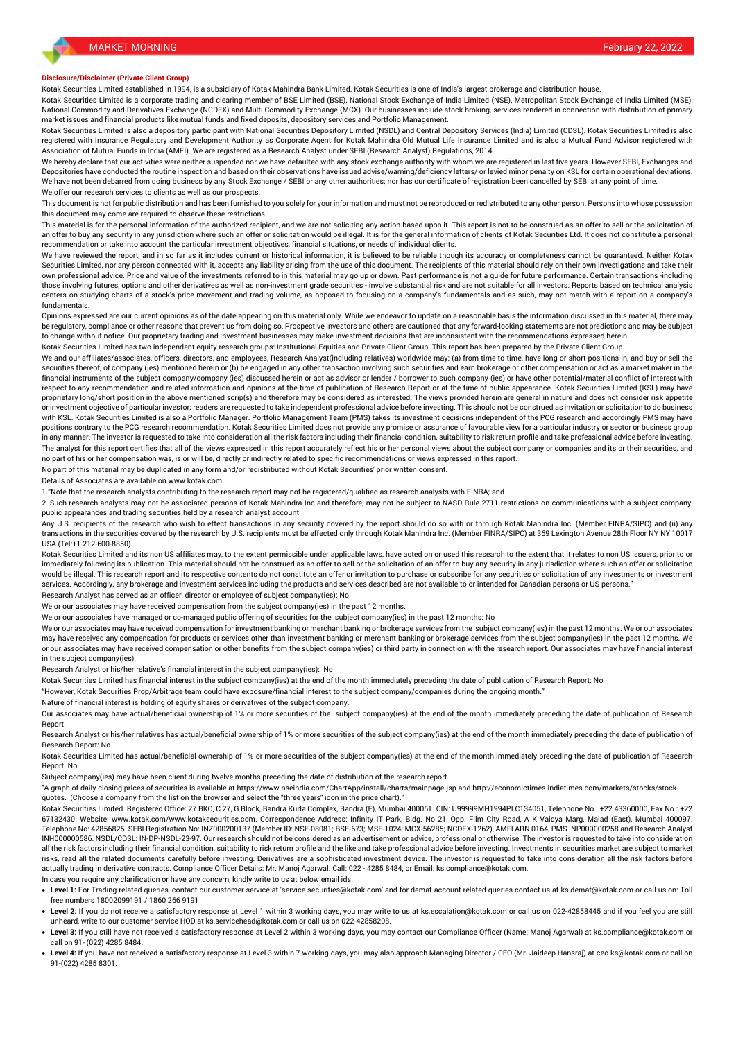**Disclosure/Disclaimer (Private Client Group)**

Kotak Securities Limited established in 1994, is a subsidiary of Kotak Mahindra Bank Limited. Kotak Securities is one of India's largest brokerage and distribution house.

Kotak Securities Limited is a corporate trading and clearing member of BSE Limited (BSE), National Stock Exchange of India Limited (NSE), Metropolitan Stock Exchange of India Limited (MSE), National Commodity and Derivatives Exchange (NCDEX) and Multi Commodity Exchange (MCX). Our businesses include stock broking, services rendered in connection with distribution of primary market issues and financial products like mutual funds and fixed deposits, depository services and Portfolio Management.

Kotak Securities Limited is also a depository participant with National Securities Depository Limited (NSDL) and Central Depository Services (India) Limited (CDSL). Kotak Securities Limited is also registered with Insurance Regulatory and Development Authority as Corporate Agent for Kotak Mahindra Old Mutual Life Insurance Limited and is also a Mutual Fund Advisor registered with Association of Mutual Funds in India (AMFI). We are registered as a Research Analyst under SEBI (Research Analyst) Regulations, 2014.

We hereby declare that our activities were neither suspended nor we have defaulted with any stock exchange authority with whom we are registered in last five years. However SEBI, Exchanges and Depositories have conducted the routine inspection and based on their observations have issued advise/warning/deficiency letters/ or levied minor penalty on KSL for certain operational deviations. We have not been debarred from doing business by any Stock Exchange / SEBI or any other authorities; nor has our certificate of registration been cancelled by SEBI at any point of time.

We offer our research services to clients as well as our prospects.

This document is not for public distribution and has been furnished to you solely for your information and must not be reproduced or redistributed to any other person. Persons into whose possession this document may come are required to observe these restrictions.

This material is for the personal information of the authorized recipient, and we are not soliciting any action based upon it. This report is not to be construed as an offer to sell or the solicitation of an offer to buy any security in any jurisdiction where such an offer or solicitation would be illegal. It is for the general information of clients of Kotak Securities Ltd. It does not constitute a personal recommendation or take into account the particular investment objectives, financial situations, or needs of individual clients.

We have reviewed the report, and in so far as it includes current or historical information, it is believed to be reliable though its accuracy or completeness cannot be guaranteed. Neither Kotak Securities Limited, nor any person connected with it, accepts any liability arising from the use of this document. The recipients of this material should rely on their own investigations and take their own professional advice. Price and value of the investments referred to in this material may go up or down. Past performance is not a guide for future performance. Certain transactions -including those involving futures, options and other derivatives as well as non-investment grade securities - involve substantial risk and are not suitable for all investors. Reports based on technical analysis centers on studying charts of a stock's price movement and trading volume, as opposed to focusing on a company's fundamentals and as such, may not match with a report on a company's fundamentals.

Opinions expressed are our current opinions as of the date appearing on this material only. While we endeavor to update on a reasonable basis the information discussed in this material, there may be regulatory, compliance or other reasons that prevent us from doing so. Prospective investors and others are cautioned that any forward-looking statements are not predictions and may be subject to change without notice. Our proprietary trading and investment businesses may make investment decisions that are inconsistent with the recommendations expressed herein.

Kotak Securities Limited has two independent equity research groups: Institutional Equities and Private Client Group. This report has been prepared by the Private Client Group.

We and our affiliates/associates, officers, directors, and employees, Research Analyst(including relatives) worldwide may: (a) from time to time, have long or short positions in, and buy or sell the securities thereof, of company (ies) mentioned herein or (b) be engaged in any other transaction involving such securities and earn brokerage or other compensation or act as a market maker in the financial instruments of the subject company/company (ies) discussed herein or act as advisor or lender / borrower to such company (ies) or have other potential/material conflict of interest with respect to any recommendation and related information and opinions at the time of publication of Research Report or at the time of public appearance. Kotak Securities Limited (KSL) may have proprietary long/short position in the above mentioned scrip(s) and therefore may be considered as interested. The views provided herein are general in nature and does not consider risk appetite or investment objective of particular investor; readers are requested to take independent professional advice before investing. This should not be construed as invitation or solicitation to do business with KSL. Kotak Securities Limited is also a Portfolio Manager. Portfolio Management Team (PMS) takes its investment decisions independent of the PCG research and accordingly PMS may have positions contrary to the PCG research recommendation. Kotak Securities Limited does not provide any promise or assurance of favourable view for a particular industry or sector or business group in any manner. The investor is requested to take into consideration all the risk factors including their financial condition, suitability to risk return profile and take professional advice before investing.

The analyst for this report certifies that all of the views expressed in this report accurately reflect his or her personal views about the subject company or companies and its or their securities, and no part of his or her compensation was, is or will be, directly or indirectly related to specific recommendations or views expressed in this report.

No part of this material may be duplicated in any form and/or redistributed without Kotak Securities' prior written consent.

Details of Associates are available on www.kotak.com

1."Note that the research analysts contributing to the research report may not be registered/qualified as research analysts with FINRA; and

2. Such research analysts may not be associated persons of Kotak Mahindra Inc and therefore, may not be subject to NASD Rule 2711 restrictions on communications with a subject company, public appearances and trading securities held by a research analyst account

Any U.S. recipients of the research who wish to effect transactions in any security covered by the report should do so with or through Kotak Mahindra Inc. (Member FINRA/SIPC) and (ii) any transactions in the securities covered by the research by U.S. recipients must be effected only through Kotak Mahindra Inc. (Member FINRA/SIPC) at 369 Lexington Avenue 28th Floor NY NY 10017 USA (Tel:+1 212-600-8850).

Kotak Securities Limited and its non US affiliates may, to the extent permissible under applicable laws, have acted on or used this research to the extent that it relates to non US issuers, prior to or immediately following its publication. This material should not be construed as an offer to sell or the solicitation of an offer to buy any security in any jurisdiction where such an offer or solicitation would be illegal. This research report and its respective contents do not constitute an offer or invitation to purchase or subscribe for any securities or solicitation of any investments or investment services. Accordingly, any brokerage and investment services including the products and services described are not available to or intended for Canadian persons or US persons."

Research Analyst has served as an officer, director or employee of subject company(ies): No

We or our associates may have received compensation from the subject company(ies) in the past 12 months.

We or our associates have managed or co-managed public offering of securities for the subject company(ies) in the past 12 months: No

We or our associates may have received compensation for investment banking or merchant banking or brokerage services from the subject company(ies) in the past 12 months. We or our associates may have received any compensation for products or services other than investment banking or merchant banking or brokerage services from the subject company(ies) in the past 12 months. We or our associates may have received compensation or other benefits from the subject company(ies) or third party in connection with the research report. Our associates may have financial interest in the subject company(ies).

Research Analyst or his/her relative's financial interest in the subject company(ies): No

Kotak Securities Limited has financial interest in the subject company(ies) at the end of the month immediately preceding the date of publication of Research Report: No

"However, Kotak Securities Prop/Arbitrage team could have exposure/financial interest to the subject company/companies during the ongoing month."

Nature of financial interest is holding of equity shares or derivatives of the subject company.

Our associates may have actual/beneficial ownership of 1% or more securities of the subject company(ies) at the end of the month immediately preceding the date of publication of Research Report.

Research Analyst or his/her relatives has actual/beneficial ownership of 1% or more securities of the subject company(ies) at the end of the month immediately preceding the date of publication of Research Report: No

Kotak Securities Limited has actual/beneficial ownership of 1% or more securities of the subject company(ies) at the end of the month immediately preceding the date of publication of Research Report: No

Subject company(ies) may have been client during twelve months preceding the date of distribution of the research report.

"A graph of daily closing prices of securities is available at https://www.nseindia.com/ChartApp/install/charts/mainpage.jsp and http://economictimes.indiatimes.com/markets/stocks/stock-quotes. (Choose a company from the list on the browser and select the "three years" icon in the price chart)."

Kotak Securities Limited. Registered Office: 27 BKC, C 27, G Block, Bandra Kurla Complex, Bandra (E), Mumbai 400051. CIN: U99999MH1994PLC134051, Telephone No.: +22 43360000, Fax No.: +22 67132430. Website: www.kotak.com/www.kotaksecurities.com. Correspondence Address: Infinity IT Park, Bldg. No 21, Opp. Film City Road, A K Vaidya Marg, Malad (East), Mumbai 400097. Telephone No: 42856825. SEBI Registration No: INZ000200137 (Member ID: NSE-08081; BSE-673; MSE-1024; MCX-56285; NCDEX-1262), AMFI ARN 0164, PMS INP000000258 and Research Analyst INH000000586. NSDL/CDSL: IN-DP-NSDL-23-97. Our research should not be considered as an advertisement or advice, professional or otherwise. The investor is requested to take into consideration all the risk factors including their financial condition, suitability to risk return profile and the like and take professional advice before investing. Investments in securities market are subject to market risks, read all the related documents carefully before investing. Derivatives are a sophisticated investment device. The investor is requested to take into consideration all the risk factors before actually trading in derivative contracts. Compliance Officer Details: Mr. Manoj Agarwal. Call: 022 - 4285 8484, or Email: ks.compliance@kotak.com.

In case you require any clarification or have any concern, kindly write to us at below email ids:

- **Level 1:** For Trading related queries, contact our customer service at 'service.securities@kotak.com' and for demat account related queries contact us at ks.demat@kotak.com or call us on: Toll free numbers 18002099191 / 1860 266 9191
- **Level 2:** If you do not receive a satisfactory response at Level 1 within 3 working days, you may write to us at ks.escalation@kotak.com or call us on 022-42858445 and if you feel you are still unheard, write to our customer service HOD at ks.servicehead@kotak.com or call us on 022-42858208.
- **Level 3:** If you still have not received a satisfactory response at Level 2 within 3 working days, you may contact our Compliance Officer (Name: Manoj Agarwal) at ks.compliance@kotak.com or call on 91- (022) 4285 8484.
- **Level 4:** If you have not received a satisfactory response at Level 3 within 7 working days, you may also approach Managing Director / CEO (Mr. Jaideep Hansraj) at ceo.ks@kotak.com or call on 91-(022) 4285 8301.